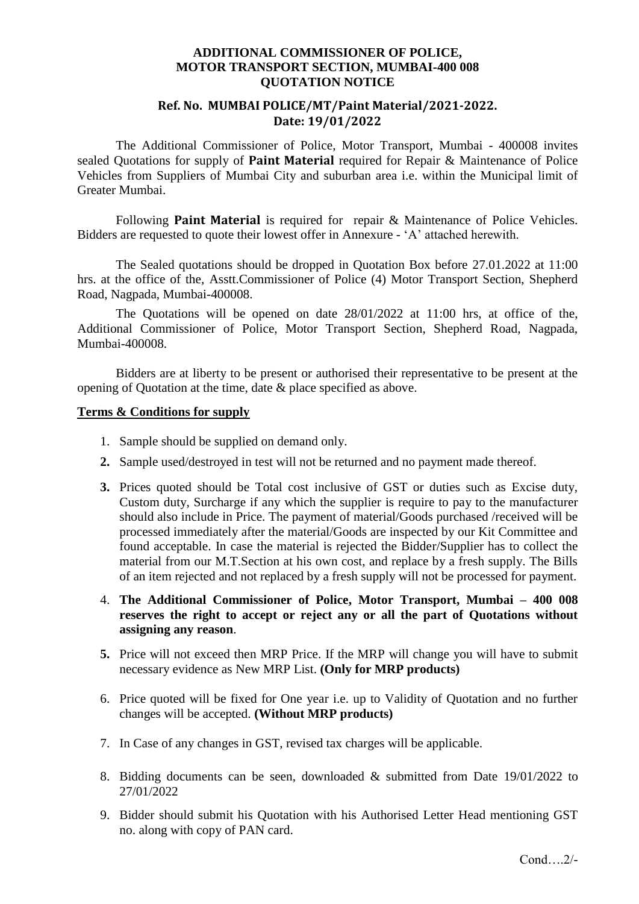**ADDITIONAL COMMISSIONER OF POLICE,**
**MOTOR TRANSPORT SECTION, MUMBAI-400 008**
**QUOTATION NOTICE**

**Ref. No. MUMBAI POLICE/MT/Paint Material/2021-2022.**
**Date: 19/01/2022**

The Additional Commissioner of Police, Motor Transport, Mumbai - 400008 invites sealed Quotations for supply of **Paint Material** required for Repair & Maintenance of Police Vehicles from Suppliers of Mumbai City and suburban area i.e. within the Municipal limit of Greater Mumbai.

Following **Paint Material** is required for repair & Maintenance of Police Vehicles. Bidders are requested to quote their lowest offer in Annexure - 'A' attached herewith.

The Sealed quotations should be dropped in Quotation Box before 27.01.2022 at 11:00 hrs. at the office of the, Asstt.Commissioner of Police (4) Motor Transport Section, Shepherd Road, Nagpada, Mumbai-400008.

The Quotations will be opened on date 28/01/2022 at 11:00 hrs, at office of the, Additional Commissioner of Police, Motor Transport Section, Shepherd Road, Nagpada, Mumbai-400008.

Bidders are at liberty to be present or authorised their representative to be present at the opening of Quotation at the time, date & place specified as above.

**Terms & Conditions for supply**

1. Sample should be supplied on demand only.
2. Sample used/destroyed in test will not be returned and no payment made thereof.
3. Prices quoted should be Total cost inclusive of GST or duties such as Excise duty, Custom duty, Surcharge if any which the supplier is require to pay to the manufacturer should also include in Price. The payment of material/Goods purchased /received will be processed immediately after the material/Goods are inspected by our Kit Committee and found acceptable. In case the material is rejected the Bidder/Supplier has to collect the material from our M.T.Section at his own cost, and replace by a fresh supply. The Bills of an item rejected and not replaced by a fresh supply will not be processed for payment.
4. **The Additional Commissioner of Police, Motor Transport, Mumbai – 400 008 reserves the right to accept or reject any or all the part of Quotations without assigning any reason**.
5. Price will not exceed then MRP Price. If the MRP will change you will have to submit necessary evidence as New MRP List. **(Only for MRP products)**
6. Price quoted will be fixed for One year i.e. up to Validity of Quotation and no further changes will be accepted. **(Without MRP products)**
7. In Case of any changes in GST, revised tax charges will be applicable.
8. Bidding documents can be seen, downloaded & submitted from Date 19/01/2022 to 27/01/2022
9. Bidder should submit his Quotation with his Authorised Letter Head mentioning GST no. along with copy of PAN card.

Cond….2/-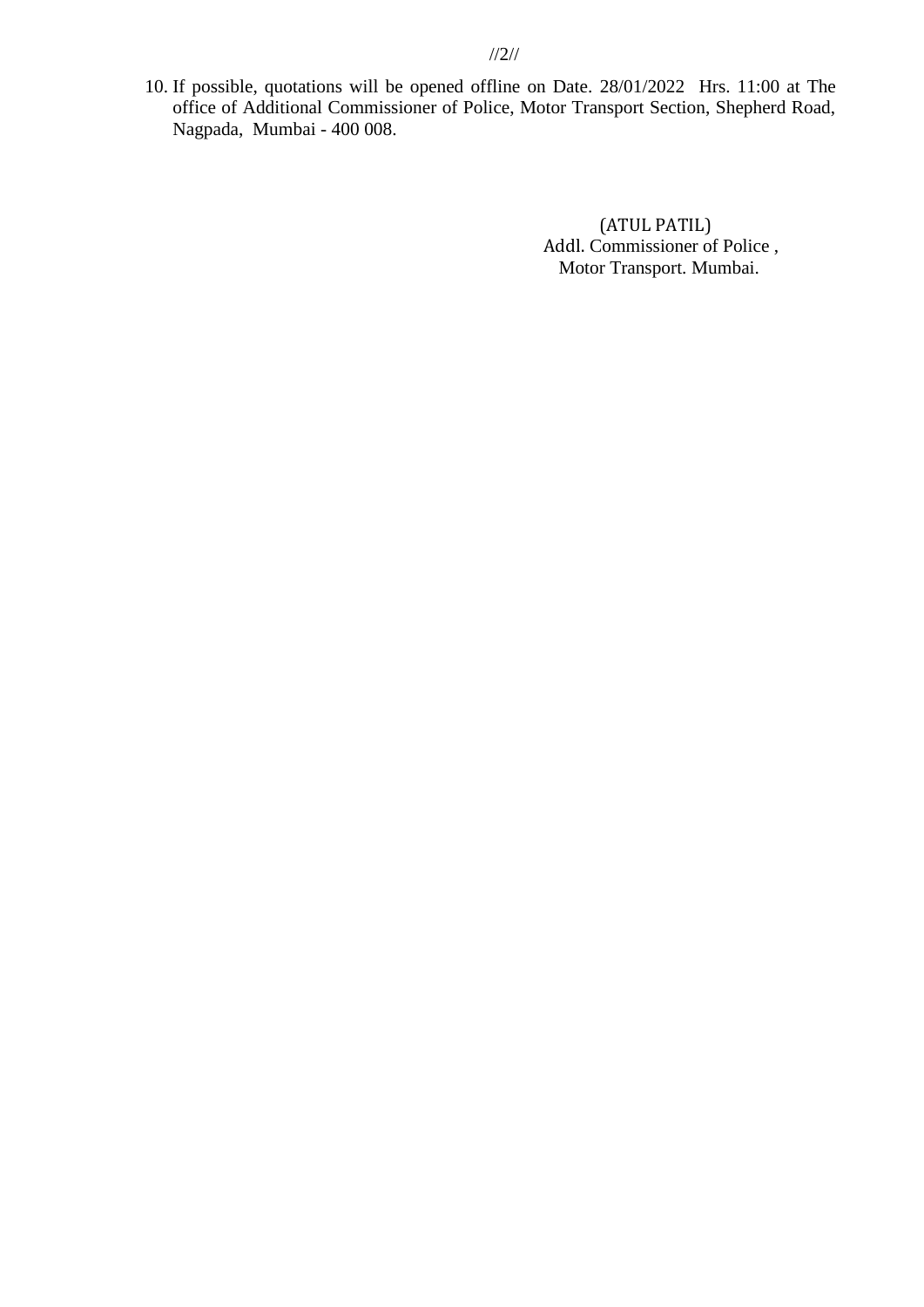10. If possible, quotations will be opened offline on Date. 28/01/2022 Hrs. 11:00 at The office of Additional Commissioner of Police, Motor Transport Section, Shepherd Road, Nagpada, Mumbai - 400 008.

(ATUL PATIL)
Addl. Commissioner of Police ,
Motor Transport. Mumbai.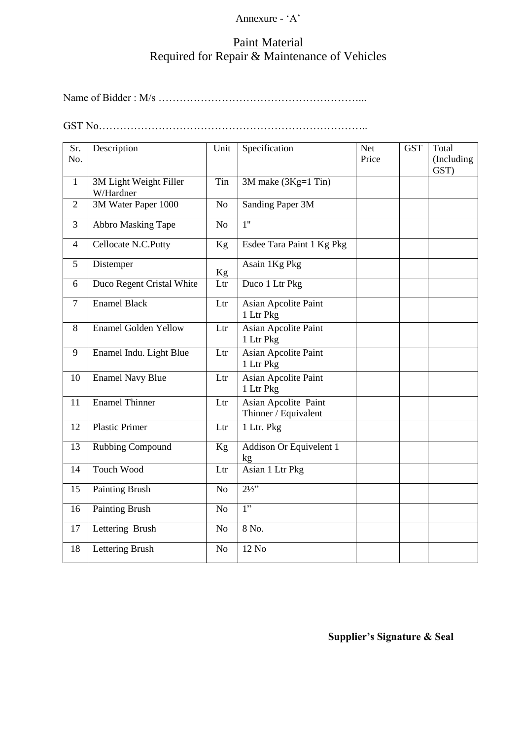Annexure - 'A'

## Paint Material
## Required for Repair & Maintenance of Vehicles

Name of Bidder : M/s …………………………………………………...

GST No………………………………………………………………..

| Sr. No. | Description | Unit | Specification | Net Price | GST | Total (Including GST) |
|---|---|---|---|---|---|---|
| 1 | 3M Light Weight Filler W/Hardner | Tin | 3M make (3Kg=1 Tin) | | | |
| 2 | 3M Water Paper 1000 | No | Sanding Paper 3M | | | |
| 3 | Abbro Masking Tape | No | 1" | | | |
| 4 | Cellocate N.C.Putty | Kg | Esdee Tara Paint 1 Kg Pkg | | | |
| 5 | Distemper | Kg | Asain 1Kg Pkg | | | |
| 6 | Duco Regent Cristal White | Ltr | Duco 1 Ltr Pkg | | | |
| 7 | Enamel Black | Ltr | Asian Apcolite Paint 1 Ltr Pkg | | | |
| 8 | Enamel Golden Yellow | Ltr | Asian Apcolite Paint 1 Ltr Pkg | | | |
| 9 | Enamel Indu. Light Blue | Ltr | Asian Apcolite Paint 1 Ltr Pkg | | | |
| 10 | Enamel Navy Blue | Ltr | Asian Apcolite Paint 1 Ltr Pkg | | | |
| 11 | Enamel Thinner | Ltr | Asian Apcolite Paint Thinner / Equivalent | | | |
| 12 | Plastic Primer | Ltr | 1 Ltr. Pkg | | | |
| 13 | Rubbing Compound | Kg | Addison Or Equivelent 1 kg | | | |
| 14 | Touch Wood | Ltr | Asian 1 Ltr Pkg | | | |
| 15 | Painting Brush | No | 2½" | | | |
| 16 | Painting Brush | No | 1" | | | |
| 17 | Lettering Brush | No | 8 No. | | | |
| 18 | Lettering Brush | No | 12 No | | | |

**Supplier's Signature & Seal**